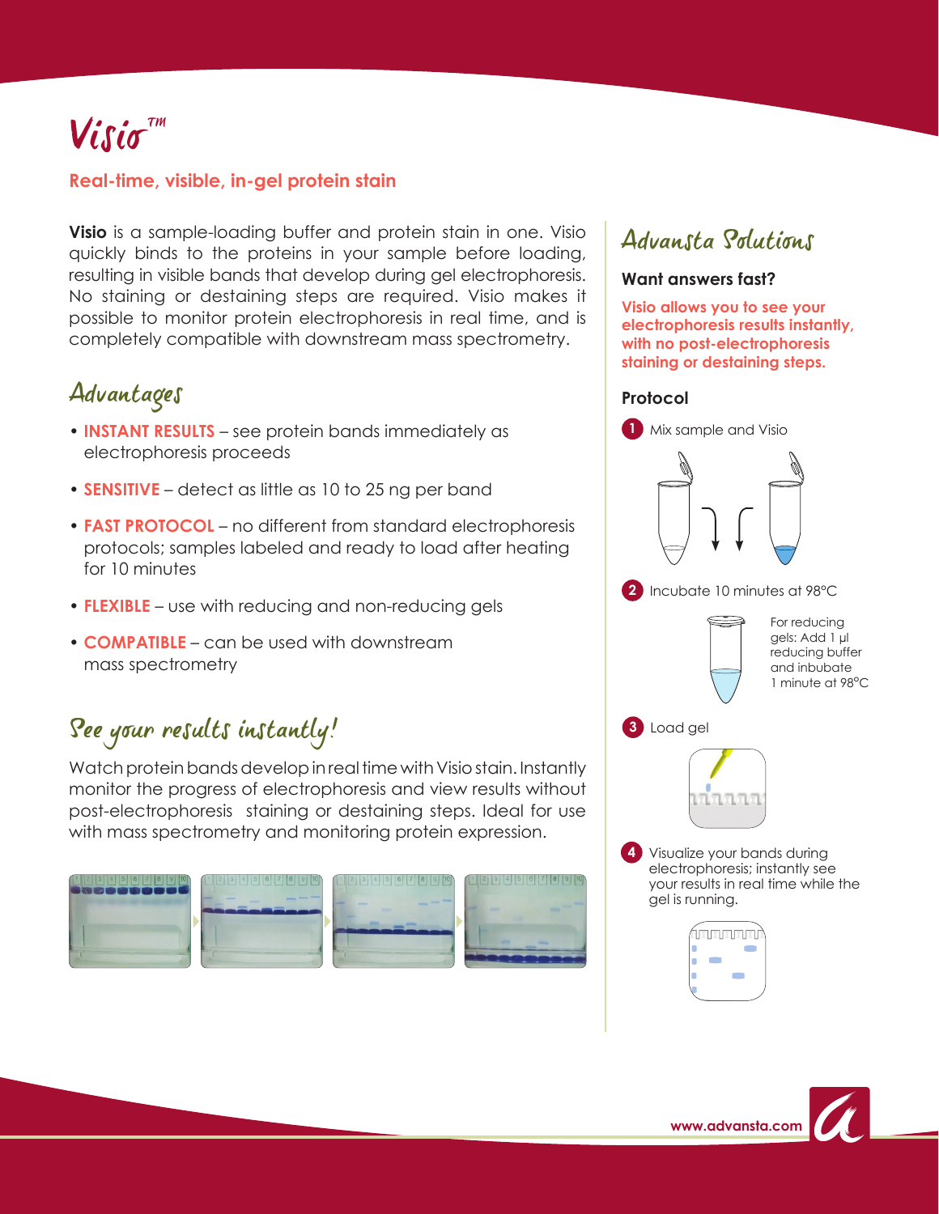# Visio™

**Real-time, visible, in-gel protein stain**

**Visio** is a sample-loading buffer and protein stain in one. Visio quickly binds to the proteins in your sample before loading, resulting in visible bands that develop during gel electrophoresis. No staining or destaining steps are required. Visio makes it possible to monitor protein electrophoresis in real time, and is completely compatible with downstream mass spectrometry.

## Advantages

- **INSTANT RESULTS** – see protein bands immediately as electrophoresis proceeds
- **SENSITIVE** – detect as little as 10 to 25 ng per band
- **FAST PROTOCOL** – no different from standard electrophoresis protocols; samples labeled and ready to load after heating for 10 minutes
- **FLEXIBLE** – use with reducing and non-reducing gels
- **COMPATIBLE** – can be used with downstream mass spectrometry

## See your results instantly!

Watch protein bands develop in real time with Visio stain. Instantly monitor the progress of electrophoresis and view results without post-electrophoresis staining or destaining steps. Ideal for use with mass spectrometry and monitoring protein expression.

## Advansta Solutions

### Want answers fast?

**Visio allows you to see your electrophoresis results instantly, with no post-electrophoresis staining or destaining steps.**

### Protocol

1. Mix sample and Visio
2. Incubate 10 minutes at 98°C

   For reducing gels: Add 1 µl reducing buffer and inbubate 1 minute at 98°C
3. Load gel
4. Visualize your bands during electrophoresis; instantly see your results in real time while the gel is running.

www.advansta.com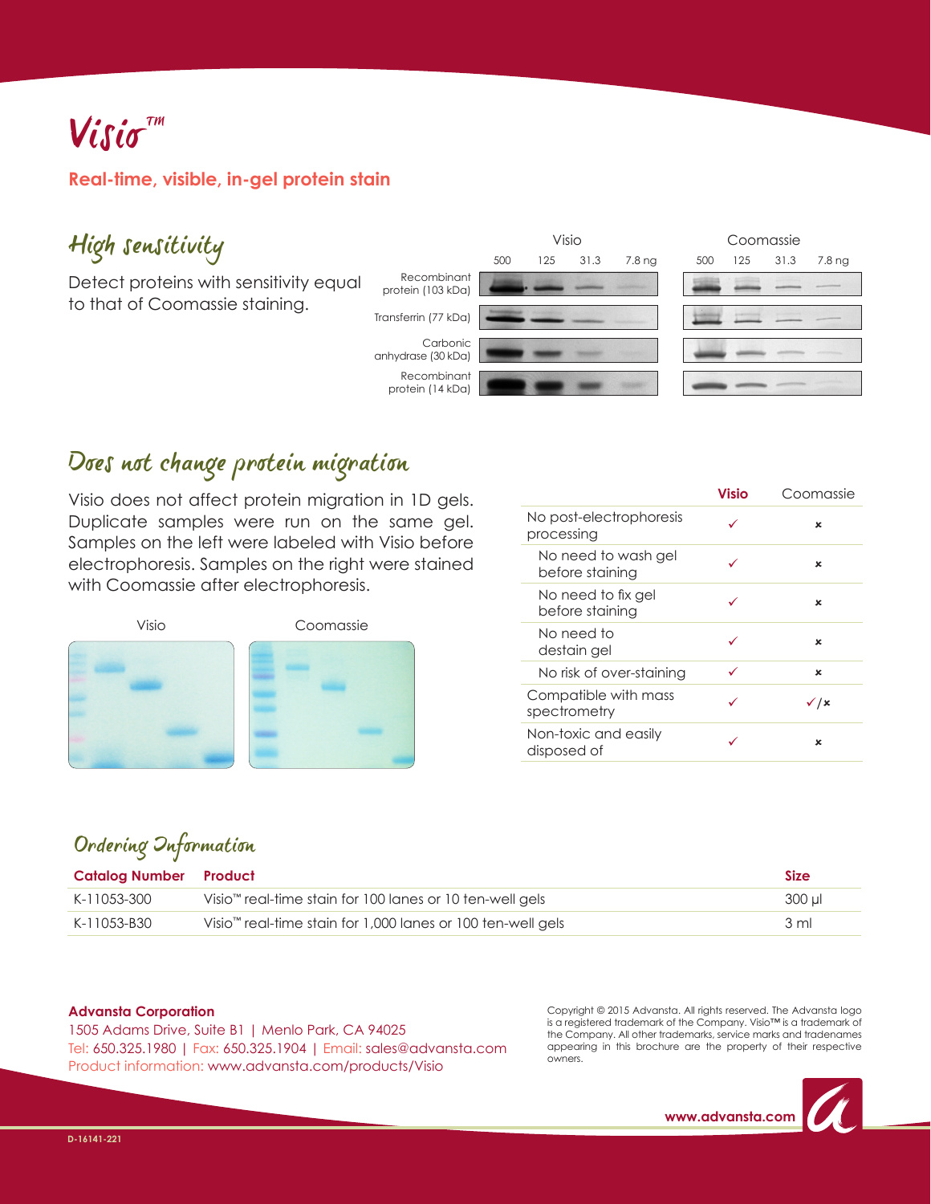# Visio™

**Real-time, visible, in-gel protein stain**

## High sensitivity

Detect proteins with sensitivity equal to that of Coomassie staining.

Visio
500 125 31.3 7.8 ng

Coomassie
500 125 31.3 7.8 ng

Recombinant protein (103 kDa)

Transferrin (77 kDa)

Carbonic anhydrase (30 kDa)

Recombinant protein (14 kDa)

## Does not change protein migration

Visio does not affect protein migration in 1D gels. Duplicate samples were run on the same gel. Samples on the left were labeled with Visio before electrophoresis. Samples on the right were stained with Coomassie after electrophoresis.

Visio

Coomassie

| | Visio | Coomassie |
|---|---|---|
| No post-electrophoresis processing | ✓ | × |
| No need to wash gel before staining | ✓ | × |
| No need to fix gel before staining | ✓ | × |
| No need to destain gel | ✓ | × |
| No risk of over-staining | ✓ | × |
| Compatible with mass spectrometry | ✓ | ✓/× |
| Non-toxic and easily disposed of | ✓ | × |

## Ordering Information

| Catalog Number | Product | Size |
|---|---|---|
| K-11053-300 | Visio™ real-time stain for 100 lanes or 10 ten-well gels | 300 µl |
| K-11053-B30 | Visio™ real-time stain for 1,000 lanes or 100 ten-well gels | 3 ml |

**Advansta Corporation**
1505 Adams Drive, Suite B1 | Menlo Park, CA 94025
Tel: 650.325.1980 | Fax: 650.325.1904 | Email: sales@advansta.com
Product information: www.advansta.com/products/Visio

Copyright © 2015 Advansta. All rights reserved. The Advansta logo is a registered trademark of the Company. Visio™ is a trademark of the Company. All other trademarks, service marks and tradenames appearing in this brochure are the property of their respective owners.

www.advansta.com

D-16141-221